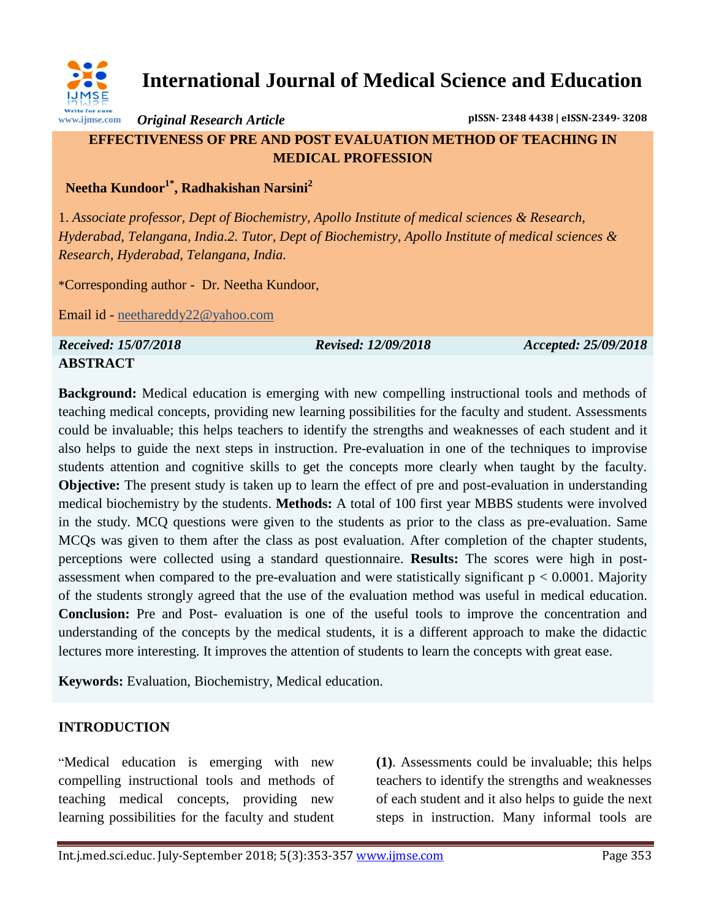# International Journal of Medical Science and Education

*Original Research Article*

pISSN- 2348 4438 | eISSN-2349- 3208

## EFFECTIVENESS OF PRE AND POST EVALUATION METHOD OF TEACHING IN MEDICAL PROFESSION

**Neetha Kundoor[1*], Radhakishan Narsini[2]**

1. *Associate professor, Dept of Biochemistry, Apollo Institute of medical sciences & Research, Hyderabad, Telangana, India.* 2. *Tutor, Dept of Biochemistry, Apollo Institute of medical sciences & Research, Hyderabad, Telangana, India.*

*Corresponding author - Dr. Neetha Kundoor,

Email id - neethareddy22@yahoo.com

***Received: 15/07/2018*** ***Revised: 12/09/2018*** ***Accepted: 25/09/2018***

## ABSTRACT

**Background:** Medical education is emerging with new compelling instructional tools and methods of teaching medical concepts, providing new learning possibilities for the faculty and student. Assessments could be invaluable; this helps teachers to identify the strengths and weaknesses of each student and it also helps to guide the next steps in instruction. Pre-evaluation in one of the techniques to improvise students attention and cognitive skills to get the concepts more clearly when taught by the faculty. **Objective:** The present study is taken up to learn the effect of pre and post-evaluation in understanding medical biochemistry by the students. **Methods:** A total of 100 first year MBBS students were involved in the study. MCQ questions were given to the students as prior to the class as pre-evaluation. Same MCQs was given to them after the class as post evaluation. After completion of the chapter students, perceptions were collected using a standard questionnaire. **Results:** The scores were high in post-assessment when compared to the pre-evaluation and were statistically significant $p < 0.0001$. Majority of the students strongly agreed that the use of the evaluation method was useful in medical education. **Conclusion:** Pre and Post- evaluation is one of the useful tools to improve the concentration and understanding of the concepts by the medical students, it is a different approach to make the didactic lectures more interesting. It improves the attention of students to learn the concepts with great ease.

**Keywords:** Evaluation, Biochemistry, Medical education.

## INTRODUCTION

"Medical education is emerging with new compelling instructional tools and methods of teaching medical concepts, providing new learning possibilities for the faculty and student **(1)**. Assessments could be invaluable; this helps teachers to identify the strengths and weaknesses of each student and it also helps to guide the next steps in instruction. Many informal tools are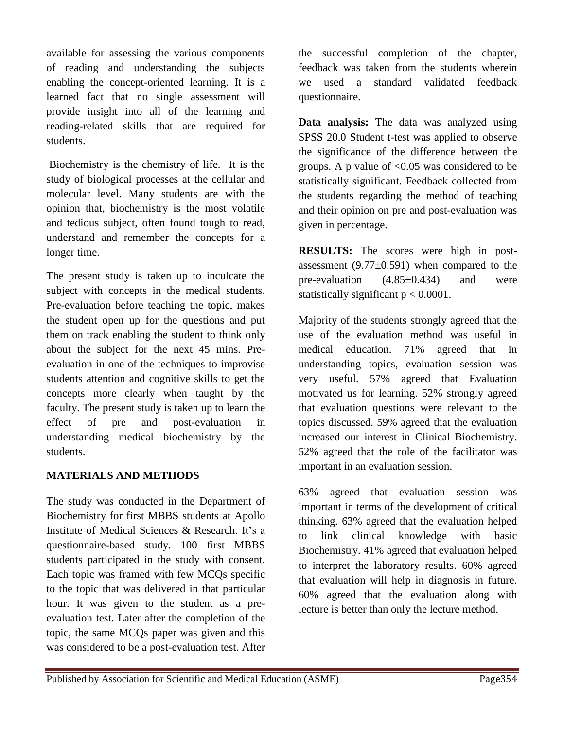available for assessing the various components of reading and understanding the subjects enabling the concept-oriented learning. It is a learned fact that no single assessment will provide insight into all of the learning and reading-related skills that are required for students.

Biochemistry is the chemistry of life. It is the study of biological processes at the cellular and molecular level. Many students are with the opinion that, biochemistry is the most volatile and tedious subject, often found tough to read, understand and remember the concepts for a longer time.

The present study is taken up to inculcate the subject with concepts in the medical students. Pre-evaluation before teaching the topic, makes the student open up for the questions and put them on track enabling the student to think only about the subject for the next 45 mins. Pre-evaluation in one of the techniques to improvise students attention and cognitive skills to get the concepts more clearly when taught by the faculty. The present study is taken up to learn the effect of pre and post-evaluation in understanding medical biochemistry by the students.

## MATERIALS AND METHODS

The study was conducted in the Department of Biochemistry for first MBBS students at Apollo Institute of Medical Sciences & Research. It's a questionnaire-based study. 100 first MBBS students participated in the study with consent. Each topic was framed with few MCQs specific to the topic that was delivered in that particular hour. It was given to the student as a pre-evaluation test. Later after the completion of the topic, the same MCQs paper was given and this was considered to be a post-evaluation test. After the successful completion of the chapter, feedback was taken from the students wherein we used a standard validated feedback questionnaire.

**Data analysis:** The data was analyzed using SPSS 20.0 Student t-test was applied to observe the significance of the difference between the groups. A p value of $<0.05$ was considered to be statistically significant. Feedback collected from the students regarding the method of teaching and their opinion on pre and post-evaluation was given in percentage.

**RESULTS:** The scores were high in post-assessment ($9.77\pm0.591$) when compared to the pre-evaluation ($4.85\pm0.434$) and were statistically significant $p < 0.0001$.

Majority of the students strongly agreed that the use of the evaluation method was useful in medical education. 71% agreed that in understanding topics, evaluation session was very useful. 57% agreed that Evaluation motivated us for learning. 52% strongly agreed that evaluation questions were relevant to the topics discussed. 59% agreed that the evaluation increased our interest in Clinical Biochemistry. 52% agreed that the role of the facilitator was important in an evaluation session.

63% agreed that evaluation session was important in terms of the development of critical thinking. 63% agreed that the evaluation helped to link clinical knowledge with basic Biochemistry. 41% agreed that evaluation helped to interpret the laboratory results. 60% agreed that evaluation will help in diagnosis in future. 60% agreed that the evaluation along with lecture is better than only the lecture method.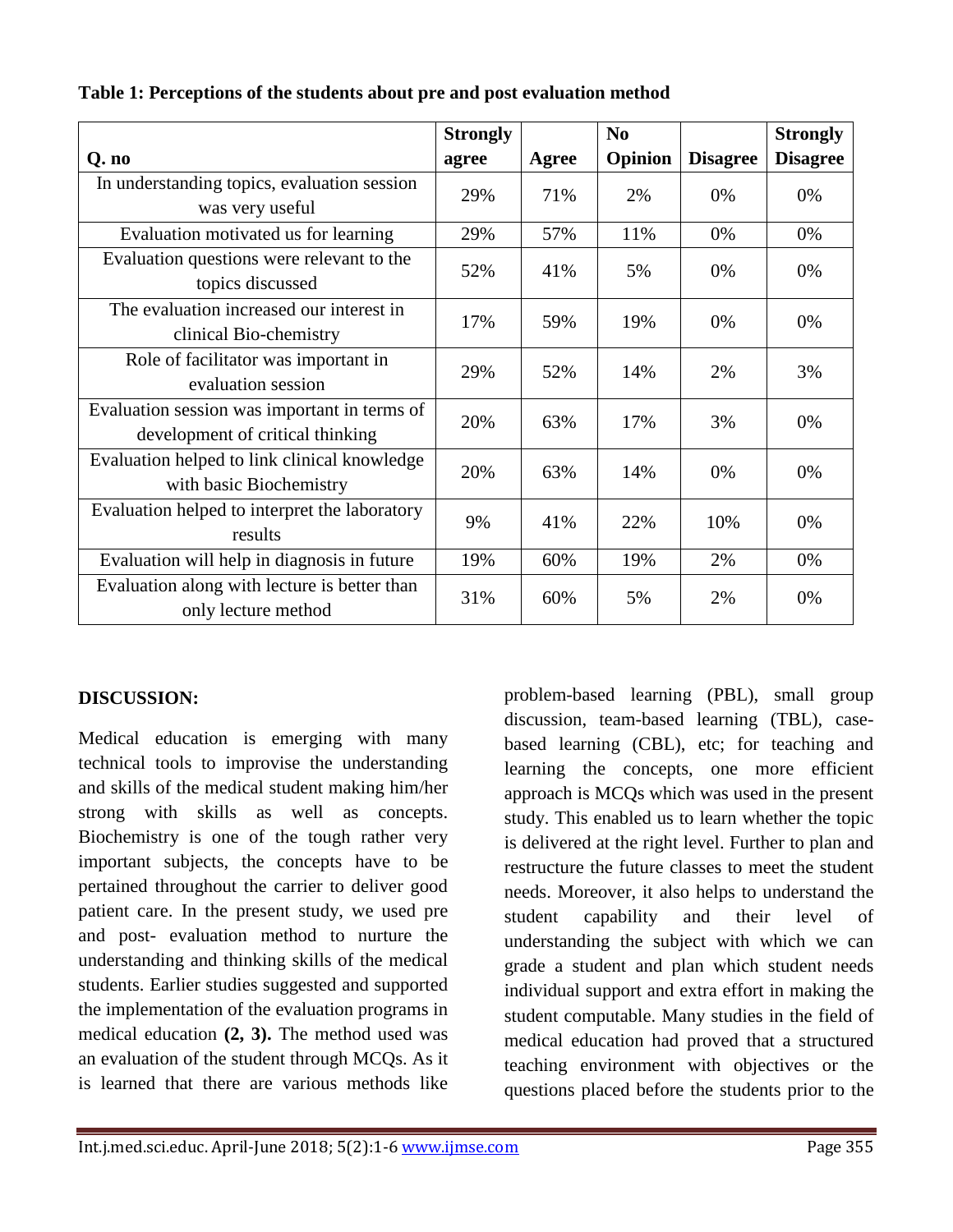**Table 1: Perceptions of the students about pre and post evaluation method**

| Q. no | Strongly agree | Agree | No Opinion | Disagree | Strongly Disagree |
|---|---|---|---|---|---|
| In understanding topics, evaluation session was very useful | 29% | 71% | 2% | 0% | 0% |
| Evaluation motivated us for learning | 29% | 57% | 11% | 0% | 0% |
| Evaluation questions were relevant to the topics discussed | 52% | 41% | 5% | 0% | 0% |
| The evaluation increased our interest in clinical Bio-chemistry | 17% | 59% | 19% | 0% | 0% |
| Role of facilitator was important in evaluation session | 29% | 52% | 14% | 2% | 3% |
| Evaluation session was important in terms of development of critical thinking | 20% | 63% | 17% | 3% | 0% |
| Evaluation helped to link clinical knowledge with basic Biochemistry | 20% | 63% | 14% | 0% | 0% |
| Evaluation helped to interpret the laboratory results | 9% | 41% | 22% | 10% | 0% |
| Evaluation will help in diagnosis in future | 19% | 60% | 19% | 2% | 0% |
| Evaluation along with lecture is better than only lecture method | 31% | 60% | 5% | 2% | 0% |

## DISCUSSION:

Medical education is emerging with many technical tools to improvise the understanding and skills of the medical student making him/her strong with skills as well as concepts. Biochemistry is one of the tough rather very important subjects, the concepts have to be pertained throughout the carrier to deliver good patient care. In the present study, we used pre and post- evaluation method to nurture the understanding and thinking skills of the medical students. Earlier studies suggested and supported the implementation of the evaluation programs in medical education **(2, 3).** The method used was an evaluation of the student through MCQs. As it is learned that there are various methods like problem-based learning (PBL), small group discussion, team-based learning (TBL), case-based learning (CBL), etc; for teaching and learning the concepts, one more efficient approach is MCQs which was used in the present study. This enabled us to learn whether the topic is delivered at the right level. Further to plan and restructure the future classes to meet the student needs. Moreover, it also helps to understand the student capability and their level of understanding the subject with which we can grade a student and plan which student needs individual support and extra effort in making the student computable. Many studies in the field of medical education had proved that a structured teaching environment with objectives or the questions placed before the students prior to the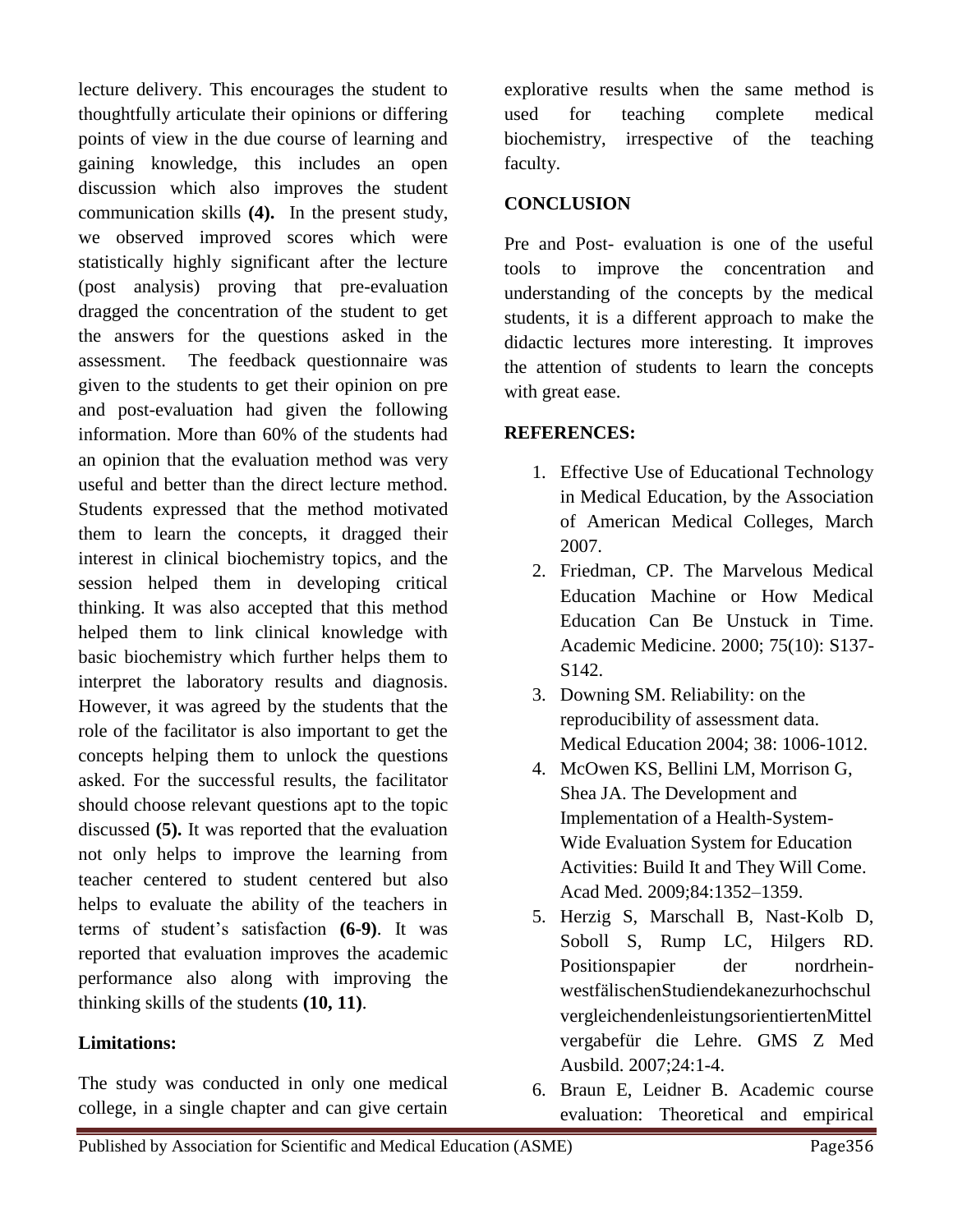lecture delivery. This encourages the student to thoughtfully articulate their opinions or differing points of view in the due course of learning and gaining knowledge, this includes an open discussion which also improves the student communication skills **(4).** In the present study, we observed improved scores which were statistically highly significant after the lecture (post analysis) proving that pre-evaluation dragged the concentration of the student to get the answers for the questions asked in the assessment. The feedback questionnaire was given to the students to get their opinion on pre and post-evaluation had given the following information. More than 60% of the students had an opinion that the evaluation method was very useful and better than the direct lecture method. Students expressed that the method motivated them to learn the concepts, it dragged their interest in clinical biochemistry topics, and the session helped them in developing critical thinking. It was also accepted that this method helped them to link clinical knowledge with basic biochemistry which further helps them to interpret the laboratory results and diagnosis. However, it was agreed by the students that the role of the facilitator is also important to get the concepts helping them to unlock the questions asked. For the successful results, the facilitator should choose relevant questions apt to the topic discussed **(5).** It was reported that the evaluation not only helps to improve the learning from teacher centered to student centered but also helps to evaluate the ability of the teachers in terms of student's satisfaction **(6-9)**. It was reported that evaluation improves the academic performance also along with improving the thinking skills of the students **(10, 11)**.

**Limitations:**

The study was conducted in only one medical college, in a single chapter and can give certain explorative results when the same method is used for teaching complete medical biochemistry, irrespective of the teaching faculty.

## CONCLUSION

Pre and Post- evaluation is one of the useful tools to improve the concentration and understanding of the concepts by the medical students, it is a different approach to make the didactic lectures more interesting. It improves the attention of students to learn the concepts with great ease.

## REFERENCES:

1. Effective Use of Educational Technology in Medical Education, by the Association of American Medical Colleges, March 2007.
2. Friedman, CP. The Marvelous Medical Education Machine or How Medical Education Can Be Unstuck in Time. Academic Medicine. 2000; 75(10): S137-S142.
3. Downing SM. Reliability: on the reproducibility of assessment data. Medical Education 2004; 38: 1006-1012.
4. McOwen KS, Bellini LM, Morrison G, Shea JA. The Development and Implementation of a Health-System-Wide Evaluation System for Education Activities: Build It and They Will Come. Acad Med. 2009;84:1352–1359.
5. Herzig S, Marschall B, Nast-Kolb D, Soboll S, Rump LC, Hilgers RD. Positionspapier der nordrhein-westfälischenStudiendekanezurhochschulvergleichendenleistungsorientiertenMittelvergabefür die Lehre. GMS Z Med Ausbild. 2007;24:1-4.
6. Braun E, Leidner B. Academic course evaluation: Theoretical and empirical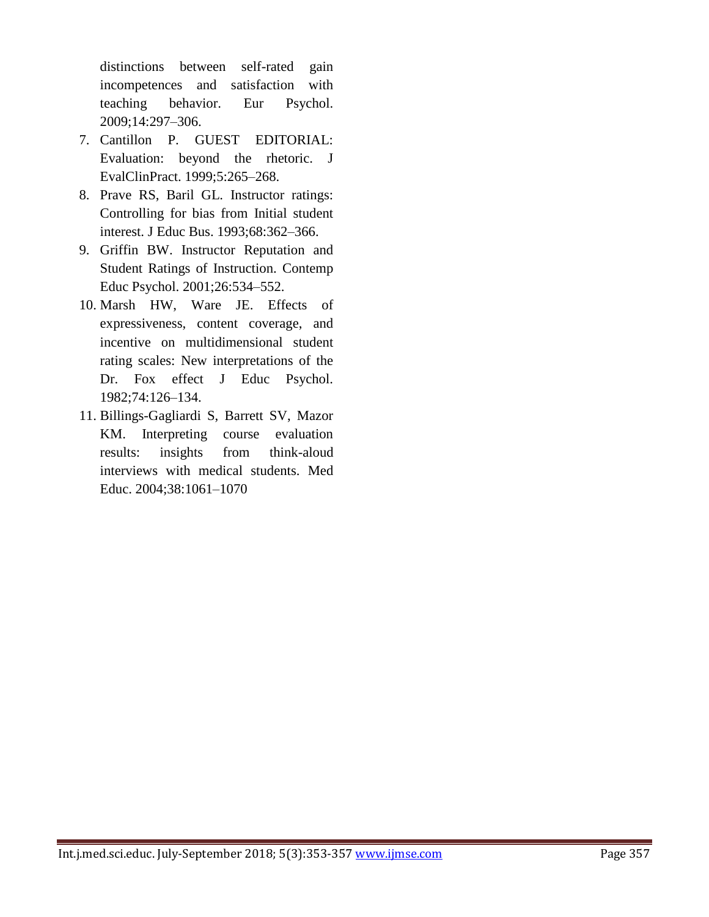distinctions between self-rated gain incompetences and satisfaction with teaching behavior. Eur Psychol. 2009;14:297–306.

7. Cantillon P. GUEST EDITORIAL: Evaluation: beyond the rhetoric. J EvalClinPract. 1999;5:265–268.
8. Prave RS, Baril GL. Instructor ratings: Controlling for bias from Initial student interest. J Educ Bus. 1993;68:362–366.
9. Griffin BW. Instructor Reputation and Student Ratings of Instruction. Contemp Educ Psychol. 2001;26:534–552.
10. Marsh HW, Ware JE. Effects of expressiveness, content coverage, and incentive on multidimensional student rating scales: New interpretations of the Dr. Fox effect J Educ Psychol. 1982;74:126–134.
11. Billings-Gagliardi S, Barrett SV, Mazor KM. Interpreting course evaluation results: insights from think-aloud interviews with medical students. Med Educ. 2004;38:1061–1070